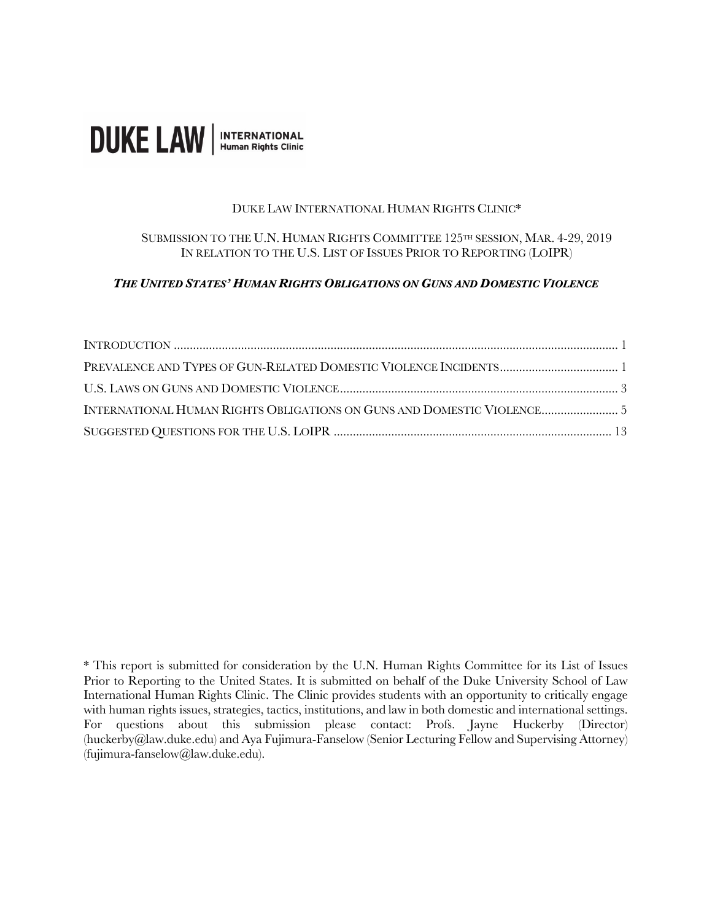**DUKE LAW | INTERNATIONAL Human Rights Clinic**

DUKE LAW INTERNATIONAL HUMAN RIGHTS CLINIC*

SUBMISSION TO THE U.N. HUMAN RIGHTS COMMITTEE 125TH SESSION, MAR. 4-29, 2019
IN RELATION TO THE U.S. LIST OF ISSUES PRIOR TO REPORTING (LOIPR)

***THE UNITED STATES' HUMAN RIGHTS OBLIGATIONS ON GUNS AND DOMESTIC VIOLENCE***

| | |
|---|---|
| INTRODUCTION | 1 |
| PREVALENCE AND TYPES OF GUN-RELATED DOMESTIC VIOLENCE INCIDENTS | 1 |
| U.S. LAWS ON GUNS AND DOMESTIC VIOLENCE | 3 |
| INTERNATIONAL HUMAN RIGHTS OBLIGATIONS ON GUNS AND DOMESTIC VIOLENCE | 5 |
| SUGGESTED QUESTIONS FOR THE U.S. LOIPR | 13 |

* This report is submitted for consideration by the U.N. Human Rights Committee for its List of Issues Prior to Reporting to the United States. It is submitted on behalf of the Duke University School of Law International Human Rights Clinic. The Clinic provides students with an opportunity to critically engage with human rights issues, strategies, tactics, institutions, and law in both domestic and international settings. For questions about this submission please contact: Profs. Jayne Huckerby (Director) (huckerby@law.duke.edu) and Aya Fujimura-Fanselow (Senior Lecturing Fellow and Supervising Attorney) (fujimura-fanselow@law.duke.edu).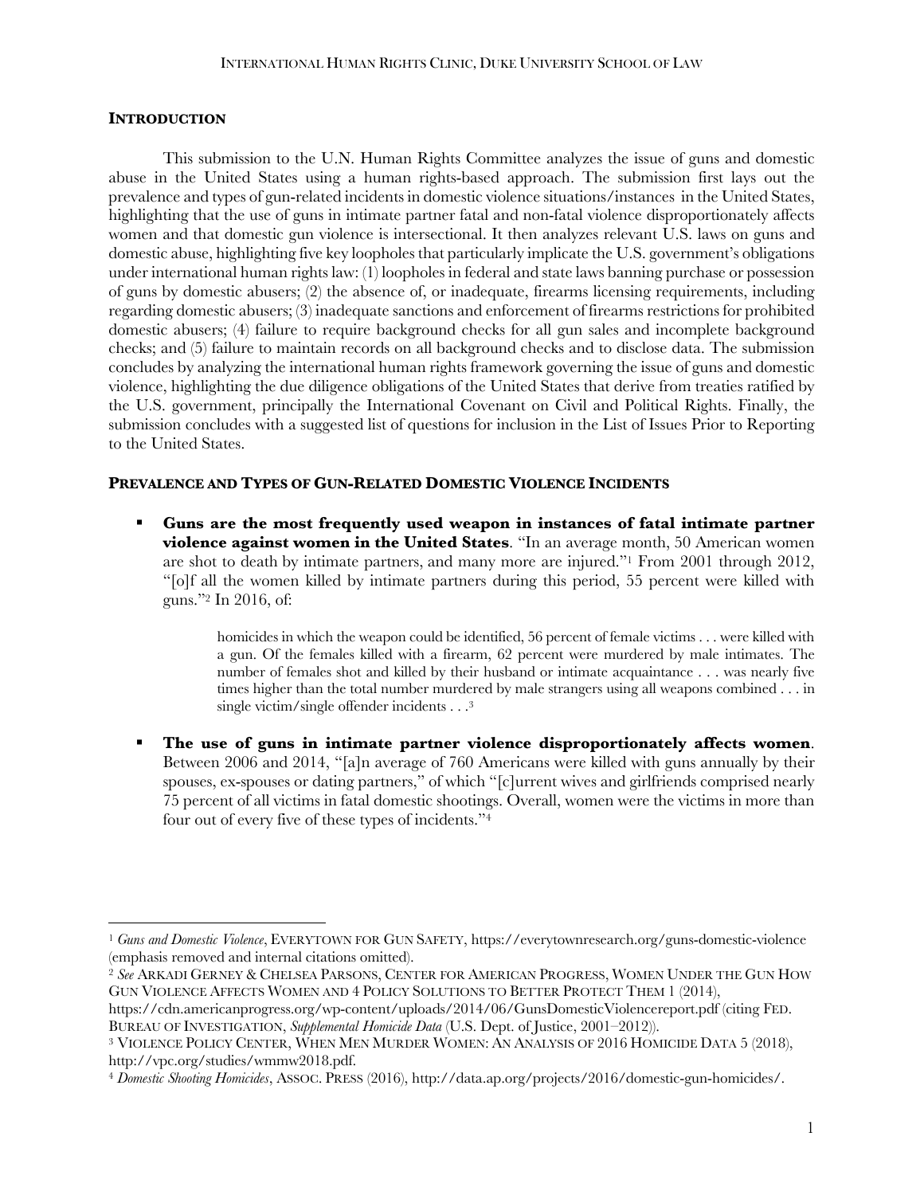## INTRODUCTION

This submission to the U.N. Human Rights Committee analyzes the issue of guns and domestic abuse in the United States using a human rights-based approach. The submission first lays out the prevalence and types of gun-related incidents in domestic violence situations/instances in the United States, highlighting that the use of guns in intimate partner fatal and non-fatal violence disproportionately affects women and that domestic gun violence is intersectional. It then analyzes relevant U.S. laws on guns and domestic abuse, highlighting five key loopholes that particularly implicate the U.S. government's obligations under international human rights law: (1) loopholes in federal and state laws banning purchase or possession of guns by domestic abusers; (2) the absence of, or inadequate, firearms licensing requirements, including regarding domestic abusers; (3) inadequate sanctions and enforcement of firearms restrictions for prohibited domestic abusers; (4) failure to require background checks for all gun sales and incomplete background checks; and (5) failure to maintain records on all background checks and to disclose data. The submission concludes by analyzing the international human rights framework governing the issue of guns and domestic violence, highlighting the due diligence obligations of the United States that derive from treaties ratified by the U.S. government, principally the International Covenant on Civil and Political Rights. Finally, the submission concludes with a suggested list of questions for inclusion in the List of Issues Prior to Reporting to the United States.

## PREVALENCE AND TYPES OF GUN-RELATED DOMESTIC VIOLENCE INCIDENTS

- **Guns are the most frequently used weapon in instances of fatal intimate partner violence against women in the United States**. "In an average month, 50 American women are shot to death by intimate partners, and many more are injured."[1] From 2001 through 2012, "[o]f all the women killed by intimate partners during this period, 55 percent were killed with guns."[2] In 2016, of:

  > homicides in which the weapon could be identified, 56 percent of female victims . . . were killed with a gun. Of the females killed with a firearm, 62 percent were murdered by male intimates. The number of females shot and killed by their husband or intimate acquaintance . . . was nearly five times higher than the total number murdered by male strangers using all weapons combined . . . in single victim/single offender incidents . . .[3]

- **The use of guns in intimate partner violence disproportionately affects women**. Between 2006 and 2014, "[a]n average of 760 Americans were killed with guns annually by their spouses, ex-spouses or dating partners," of which "[c]urrent wives and girlfriends comprised nearly 75 percent of all victims in fatal domestic shootings. Overall, women were the victims in more than four out of every five of these types of incidents."[4]

---

[1] *Guns and Domestic Violence*, EVERYTOWN FOR GUN SAFETY, https://everytownresearch.org/guns-domestic-violence (emphasis removed and internal citations omitted).

[2] *See* ARKADI GERNEY & CHELSEA PARSONS, CENTER FOR AMERICAN PROGRESS, WOMEN UNDER THE GUN HOW GUN VIOLENCE AFFECTS WOMEN AND 4 POLICY SOLUTIONS TO BETTER PROTECT THEM 1 (2014), https://cdn.americanprogress.org/wp-content/uploads/2014/06/GunsDomesticViolencereport.pdf (citing FED. BUREAU OF INVESTIGATION, *Supplemental Homicide Data* (U.S. Dept. of Justice, 2001–2012)).

[3] VIOLENCE POLICY CENTER, WHEN MEN MURDER WOMEN: AN ANALYSIS OF 2016 HOMICIDE DATA 5 (2018), http://vpc.org/studies/wmmw2018.pdf.

[4] *Domestic Shooting Homicides*, ASSOC. PRESS (2016), http://data.ap.org/projects/2016/domestic-gun-homicides/.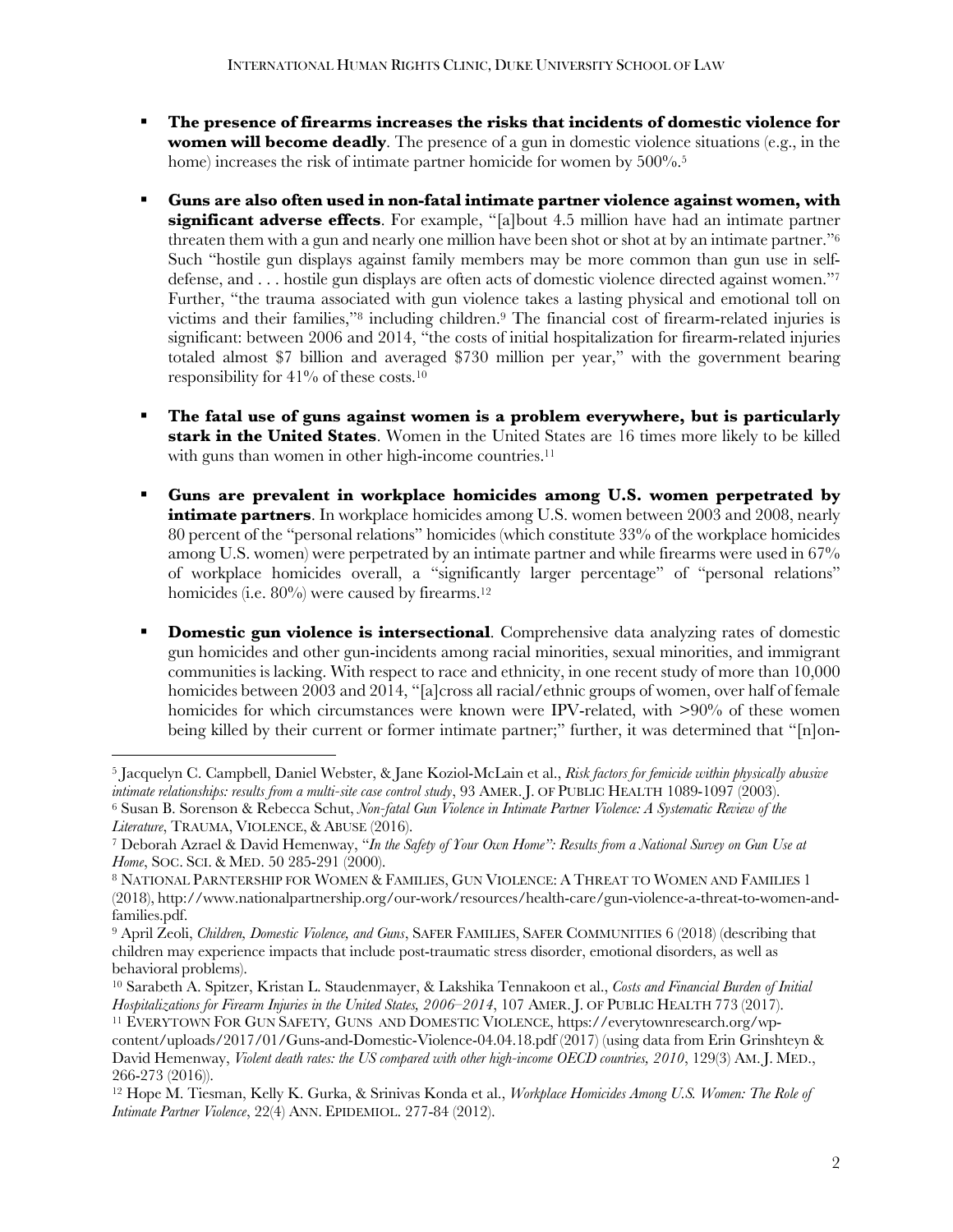- **The presence of firearms increases the risks that incidents of domestic violence for women will become deadly**. The presence of a gun in domestic violence situations (e.g., in the home) increases the risk of intimate partner homicide for women by 500%.[5]

- **Guns are also often used in non-fatal intimate partner violence against women, with significant adverse effects**. For example, "[a]bout 4.5 million have had an intimate partner threaten them with a gun and nearly one million have been shot or shot at by an intimate partner."[6] Such "hostile gun displays against family members may be more common than gun use in self-defense, and . . . hostile gun displays are often acts of domestic violence directed against women."[7] Further, "the trauma associated with gun violence takes a lasting physical and emotional toll on victims and their families,"[8] including children.[9] The financial cost of firearm-related injuries is significant: between 2006 and 2014, "the costs of initial hospitalization for firearm-related injuries totaled almost $7 billion and averaged $730 million per year," with the government bearing responsibility for 41% of these costs.[10]

- **The fatal use of guns against women is a problem everywhere, but is particularly stark in the United States**. Women in the United States are 16 times more likely to be killed with guns than women in other high-income countries.[11]

- **Guns are prevalent in workplace homicides among U.S. women perpetrated by intimate partners**. In workplace homicides among U.S. women between 2003 and 2008, nearly 80 percent of the "personal relations" homicides (which constitute 33% of the workplace homicides among U.S. women) were perpetrated by an intimate partner and while firearms were used in 67% of workplace homicides overall, a "significantly larger percentage" of "personal relations" homicides (i.e. 80%) were caused by firearms.[12]

- **Domestic gun violence is intersectional**. Comprehensive data analyzing rates of domestic gun homicides and other gun-incidents among racial minorities, sexual minorities, and immigrant communities is lacking. With respect to race and ethnicity, in one recent study of more than 10,000 homicides between 2003 and 2014, "[a]cross all racial/ethnic groups of women, over half of female homicides for which circumstances were known were IPV-related, with >90% of these women being killed by their current or former intimate partner;" further, it was determined that "[n]on-

---

[5] Jacquelyn C. Campbell, Daniel Webster, & Jane Koziol-McLain et al., *Risk factors for femicide within physically abusive intimate relationships: results from a multi-site case control study*, 93 AMER. J. OF PUBLIC HEALTH 1089-1097 (2003).

[6] Susan B. Sorenson & Rebecca Schut, *Non-fatal Gun Violence in Intimate Partner Violence: A Systematic Review of the Literature*, TRAUMA, VIOLENCE, & ABUSE (2016).

[7] Deborah Azrael & David Hemenway, "*In the Safety of Your Own Home": Results from a National Survey on Gun Use at Home*, SOC. SCI. & MED. 50 285-291 (2000).

[8] NATIONAL PARNTERSHIP FOR WOMEN & FAMILIES, GUN VIOLENCE: A THREAT TO WOMEN AND FAMILIES 1 (2018), http://www.nationalpartnership.org/our-work/resources/health-care/gun-violence-a-threat-to-women-and-families.pdf.

[9] April Zeoli, *Children, Domestic Violence, and Guns*, SAFER FAMILIES, SAFER COMMUNITIES 6 (2018) (describing that children may experience impacts that include post-traumatic stress disorder, emotional disorders, as well as behavioral problems).

[10] Sarabeth A. Spitzer, Kristan L. Staudenmayer, & Lakshika Tennakoon et al., *Costs and Financial Burden of Initial Hospitalizations for Firearm Injuries in the United States, 2006–2014*, 107 AMER. J. OF PUBLIC HEALTH 773 (2017).

[11] EVERYTOWN FOR GUN SAFETY, GUNS AND DOMESTIC VIOLENCE, https://everytownresearch.org/wp-content/uploads/2017/01/Guns-and-Domestic-Violence-04.04.18.pdf (2017) (using data from Erin Grinshteyn & David Hemenway, *Violent death rates: the US compared with other high-income OECD countries, 2010*, 129(3) AM. J. MED., 266-273 (2016)).

[12] Hope M. Tiesman, Kelly K. Gurka, & Srinivas Konda et al., *Workplace Homicides Among U.S. Women: The Role of Intimate Partner Violence*, 22(4) ANN. EPIDEMIOL. 277-84 (2012).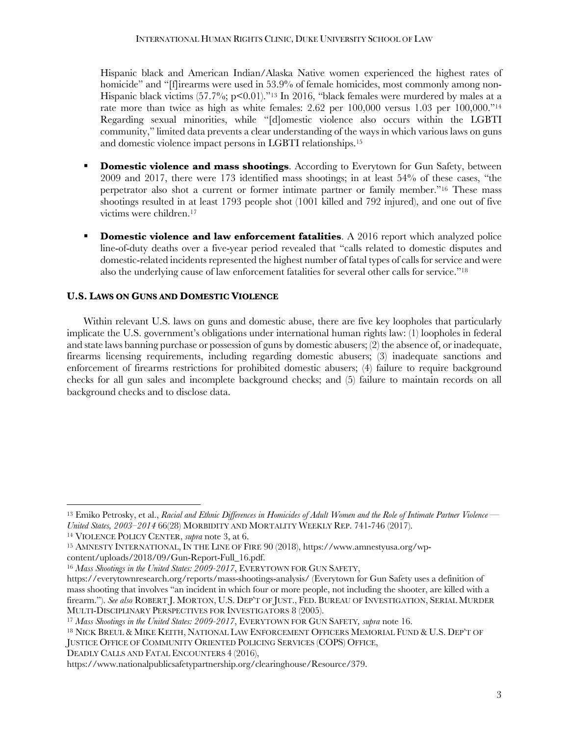Hispanic black and American Indian/Alaska Native women experienced the highest rates of homicide" and "[f]irearms were used in 53.9% of female homicides, most commonly among non-Hispanic black victims (57.7%; $p<0.01$)."[13] In 2016, "black females were murdered by males at a rate more than twice as high as white females: 2.62 per 100,000 versus 1.03 per 100,000."[14] Regarding sexual minorities, while "[d]omestic violence also occurs within the LGBTI community," limited data prevents a clear understanding of the ways in which various laws on guns and domestic violence impact persons in LGBTI relationships.[15]

- **Domestic violence and mass shootings**. According to Everytown for Gun Safety, between 2009 and 2017, there were 173 identified mass shootings; in at least 54% of these cases, "the perpetrator also shot a current or former intimate partner or family member."[16] These mass shootings resulted in at least 1793 people shot (1001 killed and 792 injured), and one out of five victims were children.[17]

- **Domestic violence and law enforcement fatalities**. A 2016 report which analyzed police line-of-duty deaths over a five-year period revealed that "calls related to domestic disputes and domestic-related incidents represented the highest number of fatal types of calls for service and were also the underlying cause of law enforcement fatalities for several other calls for service."[18]

## U.S. Laws on Guns and Domestic Violence

Within relevant U.S. laws on guns and domestic abuse, there are five key loopholes that particularly implicate the U.S. government's obligations under international human rights law: (1) loopholes in federal and state laws banning purchase or possession of guns by domestic abusers; (2) the absence of, or inadequate, firearms licensing requirements, including regarding domestic abusers; (3) inadequate sanctions and enforcement of firearms restrictions for prohibited domestic abusers; (4) failure to require background checks for all gun sales and incomplete background checks; and (5) failure to maintain records on all background checks and to disclose data.

---

[13] Emiko Petrosky, et al., *Racial and Ethnic Differences in Homicides of Adult Women and the Role of Intimate Partner Violence — United States, 2003–2014* 66(28) MORBIDITY AND MORTALITY WEEKLY REP. 741-746 (2017).

[14] VIOLENCE POLICY CENTER, *supra* note 3, at 6.

[15] AMNESTY INTERNATIONAL, IN THE LINE OF FIRE 90 (2018), https://www.amnestyusa.org/wp-content/uploads/2018/09/Gun-Report-Full_16.pdf.

[16] *Mass Shootings in the United States: 2009-2017*, EVERYTOWN FOR GUN SAFETY, https://everytownresearch.org/reports/mass-shootings-analysis/ (Everytown for Gun Safety uses a definition of mass shooting that involves "an incident in which four or more people, not including the shooter, are killed with a firearm."). *See also* ROBERT J. MORTON, U.S. DEP'T OF JUST., FED. BUREAU OF INVESTIGATION, SERIAL MURDER MULTI-DISCIPLINARY PERSPECTIVES FOR INVESTIGATORS 8 (2005).

[17] *Mass Shootings in the United States: 2009-2017*, EVERYTOWN FOR GUN SAFETY, *supra* note 16.

[18] NICK BREUL & MIKE KEITH, NATIONAL LAW ENFORCEMENT OFFICERS MEMORIAL FUND & U.S. DEP'T OF JUSTICE OFFICE OF COMMUNITY ORIENTED POLICING SERVICES (COPS) OFFICE, DEADLY CALLS AND FATAL ENCOUNTERS 4 (2016), https://www.nationalpublicsafetypartnership.org/clearinghouse/Resource/379.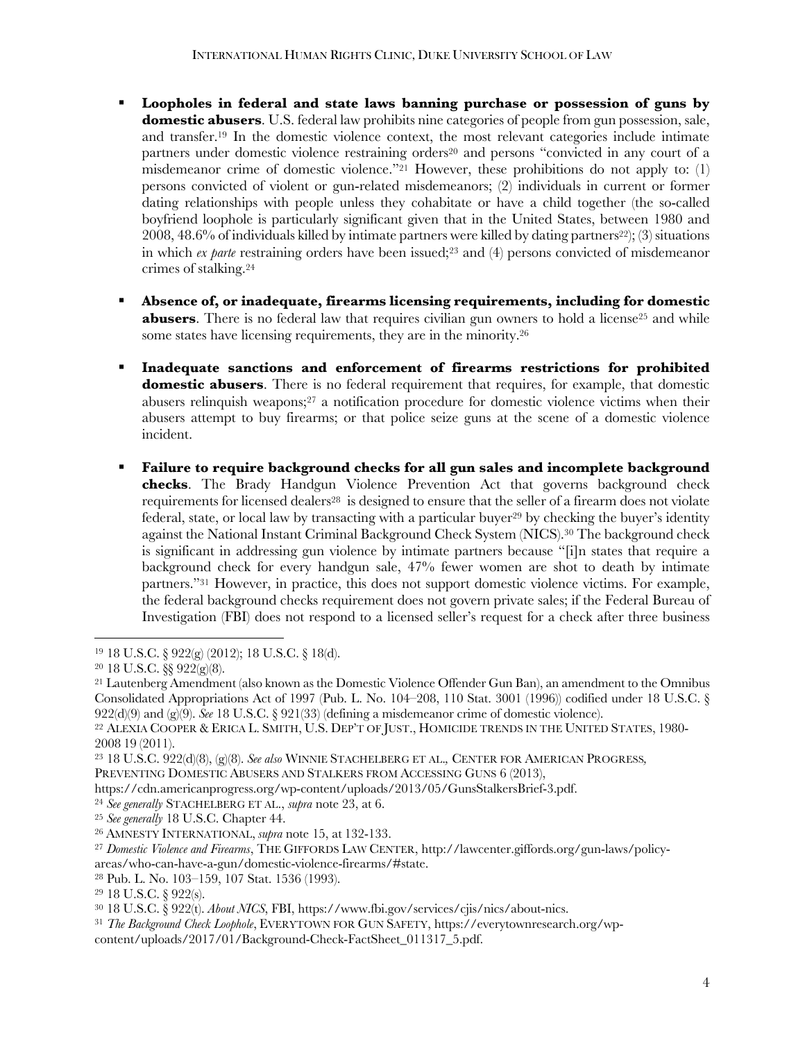- **Loopholes in federal and state laws banning purchase or possession of guns by domestic abusers**. U.S. federal law prohibits nine categories of people from gun possession, sale, and transfer.[19] In the domestic violence context, the most relevant categories include intimate partners under domestic violence restraining orders[20] and persons "convicted in any court of a misdemeanor crime of domestic violence."[21] However, these prohibitions do not apply to: (1) persons convicted of violent or gun-related misdemeanors; (2) individuals in current or former dating relationships with people unless they cohabitate or have a child together (the so-called boyfriend loophole is particularly significant given that in the United States, between 1980 and 2008, 48.6% of individuals killed by intimate partners were killed by dating partners[22]); (3) situations in which *ex parte* restraining orders have been issued;[23] and (4) persons convicted of misdemeanor crimes of stalking.[24]

- **Absence of, or inadequate, firearms licensing requirements, including for domestic abusers**. There is no federal law that requires civilian gun owners to hold a license[25] and while some states have licensing requirements, they are in the minority.[26]

- **Inadequate sanctions and enforcement of firearms restrictions for prohibited domestic abusers**. There is no federal requirement that requires, for example, that domestic abusers relinquish weapons;[27] a notification procedure for domestic violence victims when their abusers attempt to buy firearms; or that police seize guns at the scene of a domestic violence incident.

- **Failure to require background checks for all gun sales and incomplete background checks**. The Brady Handgun Violence Prevention Act that governs background check requirements for licensed dealers[28] is designed to ensure that the seller of a firearm does not violate federal, state, or local law by transacting with a particular buyer[29] by checking the buyer's identity against the National Instant Criminal Background Check System (NICS).[30] The background check is significant in addressing gun violence by intimate partners because "[i]n states that require a background check for every handgun sale, 47% fewer women are shot to death by intimate partners."[31] However, in practice, this does not support domestic violence victims. For example, the federal background checks requirement does not govern private sales; if the Federal Bureau of Investigation (FBI) does not respond to a licensed seller's request for a check after three business

---

[19] 18 U.S.C. § 922(g) (2012); 18 U.S.C. § 18(d).

[20] 18 U.S.C. §§ 922(g)(8).

[21] Lautenberg Amendment (also known as the Domestic Violence Offender Gun Ban), an amendment to the Omnibus Consolidated Appropriations Act of 1997 (Pub. L. No. 104–208, 110 Stat. 3001 (1996)) codified under 18 U.S.C. § 922(d)(9) and (g)(9). *See* 18 U.S.C. § 921(33) (defining a misdemeanor crime of domestic violence).

[22] ALEXIA COOPER & ERICA L. SMITH, U.S. DEP'T OF JUST., HOMICIDE TRENDS IN THE UNITED STATES, 1980-2008 19 (2011).

[23] 18 U.S.C. 922(d)(8), (g)(8). *See also* WINNIE STACHELBERG ET AL., CENTER FOR AMERICAN PROGRESS, PREVENTING DOMESTIC ABUSERS AND STALKERS FROM ACCESSING GUNS 6 (2013), https://cdn.americanprogress.org/wp-content/uploads/2013/05/GunsStalkersBrief-3.pdf.

[24] *See generally* STACHELBERG ET AL., *supra* note 23, at 6.

[25] *See generally* 18 U.S.C. Chapter 44.

[26] AMNESTY INTERNATIONAL, *supra* note 15, at 132-133.

[27] *Domestic Violence and Firearms*, THE GIFFORDS LAW CENTER, http://lawcenter.giffords.org/gun-laws/policy-areas/who-can-have-a-gun/domestic-violence-firearms/#state.

[28] Pub. L. No. 103–159, 107 Stat. 1536 (1993).

[29] 18 U.S.C. § 922(s).

[30] 18 U.S.C. § 922(t). *About NICS*, FBI, https://www.fbi.gov/services/cjis/nics/about-nics.

[31] *The Background Check Loophole*, EVERYTOWN FOR GUN SAFETY, https://everytownresearch.org/wp-content/uploads/2017/01/Background-Check-FactSheet_011317_5.pdf.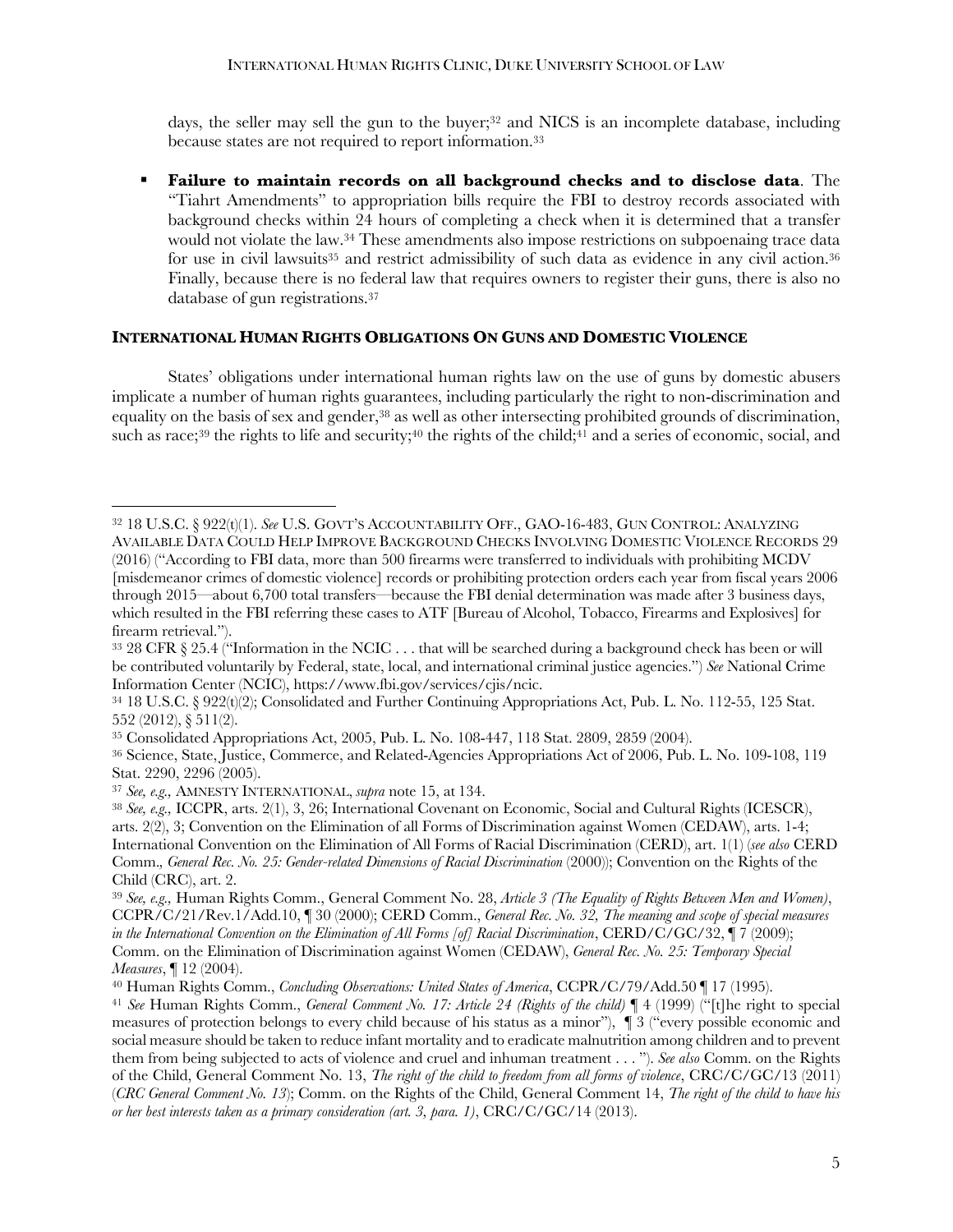days, the seller may sell the gun to the buyer;[32] and NICS is an incomplete database, including because states are not required to report information.[33]

- **Failure to maintain records on all background checks and to disclose data**. The "Tiahrt Amendments" to appropriation bills require the FBI to destroy records associated with background checks within 24 hours of completing a check when it is determined that a transfer would not violate the law.[34] These amendments also impose restrictions on subpoenaing trace data for use in civil lawsuits[35] and restrict admissibility of such data as evidence in any civil action.[36] Finally, because there is no federal law that requires owners to register their guns, there is also no database of gun registrations.[37]

## INTERNATIONAL HUMAN RIGHTS OBLIGATIONS ON GUNS AND DOMESTIC VIOLENCE

States' obligations under international human rights law on the use of guns by domestic abusers implicate a number of human rights guarantees, including particularly the right to non-discrimination and equality on the basis of sex and gender,[38] as well as other intersecting prohibited grounds of discrimination, such as race;[39] the rights to life and security;[40] the rights of the child;[41] and a series of economic, social, and

---

[32] 18 U.S.C. § 922(t)(1). *See* U.S. GOVT'S ACCOUNTABILITY OFF., GAO-16-483, GUN CONTROL: ANALYZING AVAILABLE DATA COULD HELP IMPROVE BACKGROUND CHECKS INVOLVING DOMESTIC VIOLENCE RECORDS 29 (2016) ("According to FBI data, more than 500 firearms were transferred to individuals with prohibiting MCDV [misdemeanor crimes of domestic violence] records or prohibiting protection orders each year from fiscal years 2006 through 2015—about 6,700 total transfers—because the FBI denial determination was made after 3 business days, which resulted in the FBI referring these cases to ATF [Bureau of Alcohol, Tobacco, Firearms and Explosives] for firearm retrieval.").

[33] 28 CFR § 25.4 ("Information in the NCIC . . . that will be searched during a background check has been or will be contributed voluntarily by Federal, state, local, and international criminal justice agencies.") *See* National Crime Information Center (NCIC), https://www.fbi.gov/services/cjis/ncic.

[34] 18 U.S.C. § 922(t)(2); Consolidated and Further Continuing Appropriations Act, Pub. L. No. 112-55, 125 Stat. 552 (2012), § 511(2).

[35] Consolidated Appropriations Act, 2005, Pub. L. No. 108-447, 118 Stat. 2809, 2859 (2004).

[36] Science, State, Justice, Commerce, and Related-Agencies Appropriations Act of 2006, Pub. L. No. 109-108, 119 Stat. 2290, 2296 (2005).

[37] *See, e.g.,* AMNESTY INTERNATIONAL, *supra* note 15, at 134.

[38] *See, e.g.,* ICCPR, arts. 2(1), 3, 26; International Covenant on Economic, Social and Cultural Rights (ICESCR), arts. 2(2), 3; Convention on the Elimination of all Forms of Discrimination against Women (CEDAW), arts. 1-4; International Convention on the Elimination of All Forms of Racial Discrimination (CERD), art. 1(1) (*see also* CERD Comm., *General Rec. No. 25: Gender-related Dimensions of Racial Discrimination* (2000)); Convention on the Rights of the Child (CRC), art. 2.

[39] *See, e.g.,* Human Rights Comm., General Comment No. 28, *Article 3 (The Equality of Rights Between Men and Women)*, CCPR/C/21/Rev.1/Add.10, ¶ 30 (2000); CERD Comm., *General Rec. No. 32, The meaning and scope of special measures in the International Convention on the Elimination of All Forms [of] Racial Discrimination*, CERD/C/GC/32, ¶ 7 (2009); Comm. on the Elimination of Discrimination against Women (CEDAW), *General Rec. No. 25: Temporary Special Measures*, ¶ 12 (2004).

[40] Human Rights Comm., *Concluding Observations: United States of America*, CCPR/C/79/Add.50 ¶ 17 (1995).

[41] *See* Human Rights Comm., *General Comment No. 17: Article 24 (Rights of the child)* ¶ 4 (1999) ("[t]he right to special measures of protection belongs to every child because of his status as a minor"), ¶ 3 ("every possible economic and social measure should be taken to reduce infant mortality and to eradicate malnutrition among children and to prevent them from being subjected to acts of violence and cruel and inhuman treatment . . . "). *See also* Comm. on the Rights of the Child, General Comment No. 13, *The right of the child to freedom from all forms of violence*, CRC/C/GC/13 (2011) (*CRC General Comment No. 13*); Comm. on the Rights of the Child, General Comment 14, *The right of the child to have his or her best interests taken as a primary consideration (art. 3, para. 1)*, CRC/C/GC/14 (2013).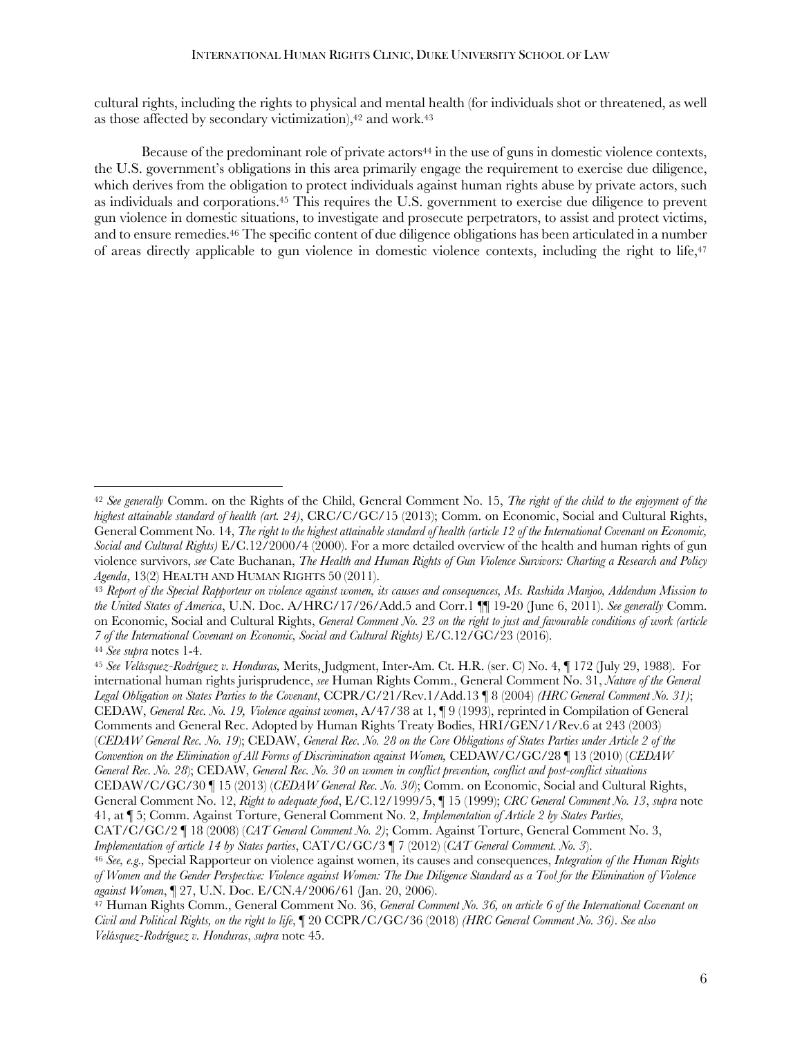cultural rights, including the rights to physical and mental health (for individuals shot or threatened, as well as those affected by secondary victimization),[42] and work.[43]

Because of the predominant role of private actors[44] in the use of guns in domestic violence contexts, the U.S. government's obligations in this area primarily engage the requirement to exercise due diligence, which derives from the obligation to protect individuals against human rights abuse by private actors, such as individuals and corporations.[45] This requires the U.S. government to exercise due diligence to prevent gun violence in domestic situations, to investigate and prosecute perpetrators, to assist and protect victims, and to ensure remedies.[46] The specific content of due diligence obligations has been articulated in a number of areas directly applicable to gun violence in domestic violence contexts, including the right to life,[47]

---

[42] *See generally* Comm. on the Rights of the Child, General Comment No. 15, *The right of the child to the enjoyment of the highest attainable standard of health (art. 24)*, CRC/C/GC/15 (2013); Comm. on Economic, Social and Cultural Rights, General Comment No. 14, *The right to the highest attainable standard of health (article 12 of the International Covenant on Economic, Social and Cultural Rights)* E/C.12/2000/4 (2000). For a more detailed overview of the health and human rights of gun violence survivors, *see* Cate Buchanan, *The Health and Human Rights of Gun Violence Survivors: Charting a Research and Policy Agenda*, 13(2) HEALTH AND HUMAN RIGHTS 50 (2011).

[43] *Report of the Special Rapporteur on violence against women, its causes and consequences, Ms. Rashida Manjoo, Addendum Mission to the United States of America*, U.N. Doc. A/HRC/17/26/Add.5 and Corr.1 ¶¶ 19-20 (June 6, 2011). *See generally* Comm. on Economic, Social and Cultural Rights, *General Comment No. 23 on the right to just and favourable conditions of work (article 7 of the International Covenant on Economic, Social and Cultural Rights)* E/C.12/GC/23 (2016).

[44] *See supra* notes 1-4.

[45] *See Velásquez-Rodríguez v. Honduras,* Merits, Judgment, Inter-Am. Ct. H.R. (ser. C) No. 4, ¶ 172 (July 29, 1988). For international human rights jurisprudence, *see* Human Rights Comm., General Comment No. 31, *Nature of the General Legal Obligation on States Parties to the Covenant*, CCPR/C/21/Rev.1/Add.13 ¶ 8 (2004) *(HRC General Comment No. 31)*; CEDAW, *General Rec. No. 19, Violence against women*, A/47/38 at 1, ¶ 9 (1993), reprinted in Compilation of General Comments and General Rec. Adopted by Human Rights Treaty Bodies, HRI/GEN/1/Rev.6 at 243 (2003) (*CEDAW General Rec. No. 19*); CEDAW, *General Rec. No. 28 on the Core Obligations of States Parties under Article 2 of the Convention on the Elimination of All Forms of Discrimination against Women,* CEDAW/C/GC/28 ¶ 13 (2010) (*CEDAW General Rec. No. 28*); CEDAW, *General Rec. No. 30 on women in conflict prevention, conflict and post-conflict situations* CEDAW/C/GC/30 ¶ 15 (2013) (*CEDAW General Rec. No. 30*); Comm. on Economic, Social and Cultural Rights, General Comment No. 12, *Right to adequate food*, E/C.12/1999/5, ¶ 15 (1999); *CRC General Comment No. 13*, *supra* note 41, at ¶ 5; Comm. Against Torture, General Comment No. 2, *Implementation of Article 2 by States Parties,* CAT/C/GC/2 ¶ 18 (2008) (*CAT General Comment No. 2)*; Comm. Against Torture, General Comment No. 3, *Implementation of article 14 by States parties*, CAT/C/GC/3 ¶ 7 (2012) (*CAT General Comment. No. 3*).

[46] *See, e.g.,* Special Rapporteur on violence against women, its causes and consequences, *Integration of the Human Rights of Women and the Gender Perspective: Violence against Women: The Due Diligence Standard as a Tool for the Elimination of Violence against Women*, ¶ 27, U.N. Doc. E/CN.4/2006/61 (Jan. 20, 2006).

[47] Human Rights Comm., General Comment No. 36, *General Comment No. 36, on article 6 of the International Covenant on Civil and Political Rights, on the right to life*, ¶ 20 CCPR/C/GC/36 (2018) *(HRC General Comment No. 36)*. *See also Velásquez-Rodríguez v. Honduras*, *supra* note 45.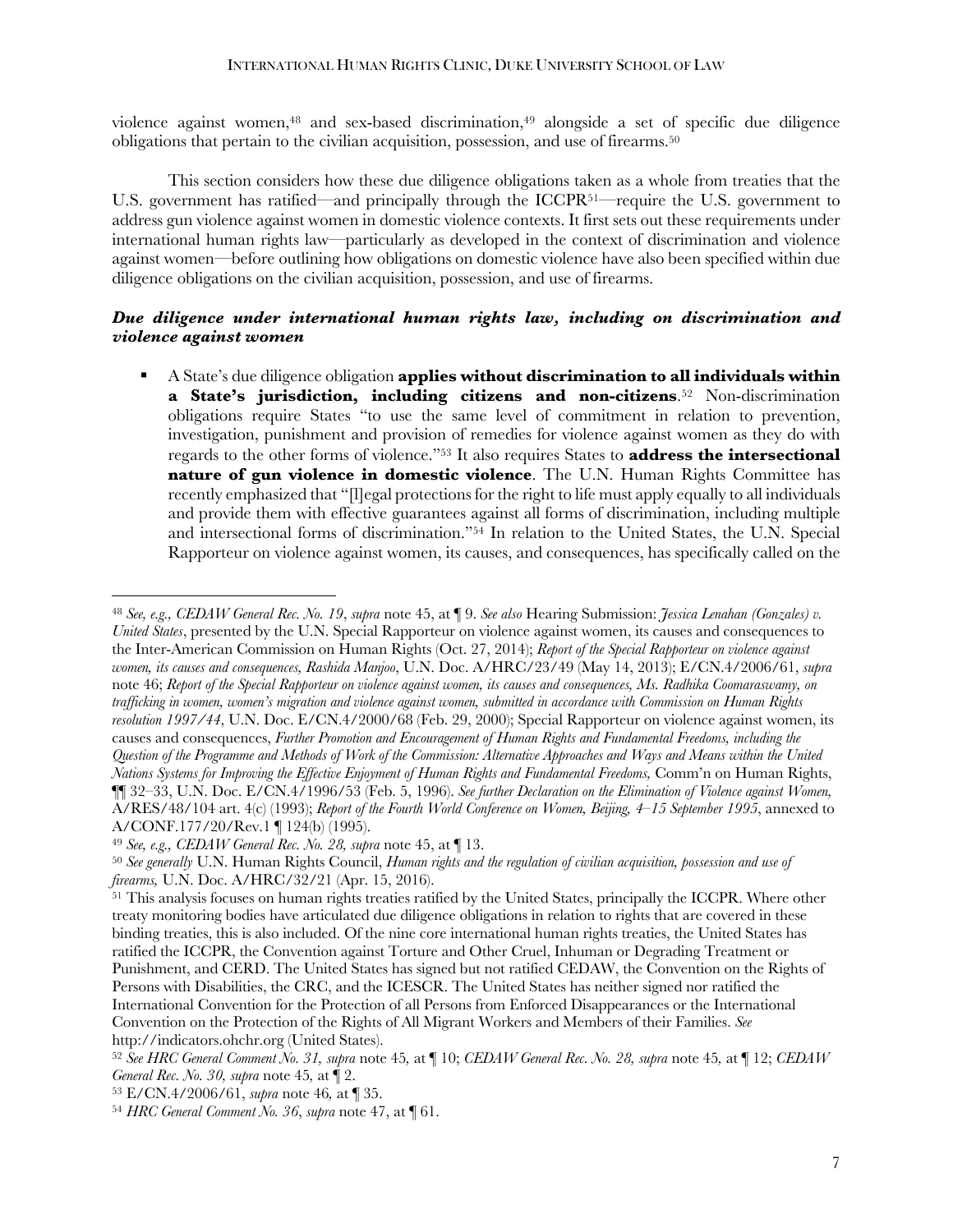violence against women,[48] and sex-based discrimination,[49] alongside a set of specific due diligence obligations that pertain to the civilian acquisition, possession, and use of firearms.[50]

This section considers how these due diligence obligations taken as a whole from treaties that the U.S. government has ratified—and principally through the ICCPR[51]—require the U.S. government to address gun violence against women in domestic violence contexts. It first sets out these requirements under international human rights law—particularly as developed in the context of discrimination and violence against women—before outlining how obligations on domestic violence have also been specified within due diligence obligations on the civilian acquisition, possession, and use of firearms.

***Due diligence under international human rights law, including on discrimination and violence against women***

- A State's due diligence obligation **applies without discrimination to all individuals within a State's jurisdiction, including citizens and non-citizens**.[52] Non-discrimination obligations require States "to use the same level of commitment in relation to prevention, investigation, punishment and provision of remedies for violence against women as they do with regards to the other forms of violence."[53] It also requires States to **address the intersectional nature of gun violence in domestic violence**. The U.N. Human Rights Committee has recently emphasized that "[l]egal protections for the right to life must apply equally to all individuals and provide them with effective guarantees against all forms of discrimination, including multiple and intersectional forms of discrimination."[54] In relation to the United States, the U.N. Special Rapporteur on violence against women, its causes, and consequences, has specifically called on the

---

[48] *See, e.g., CEDAW General Rec. No. 19*, *supra* note 45, at ¶ 9. *See also* Hearing Submission: *Jessica Lenahan (Gonzales) v. United States*, presented by the U.N. Special Rapporteur on violence against women, its causes and consequences to the Inter-American Commission on Human Rights (Oct. 27, 2014); *Report of the Special Rapporteur on violence against women, its causes and consequences, Rashida Manjoo*, U.N. Doc. A/HRC/23/49 (May 14, 2013); E/CN.4/2006/61, *supra* note 46; *Report of the Special Rapporteur on violence against women, its causes and consequences, Ms. Radhika Coomaraswamy, on trafficking in women, women's migration and violence against women, submitted in accordance with Commission on Human Rights resolution 1997/44*, U.N. Doc. E/CN.4/2000/68 (Feb. 29, 2000); Special Rapporteur on violence against women, its causes and consequences, *Further Promotion and Encouragement of Human Rights and Fundamental Freedoms, including the Question of the Programme and Methods of Work of the Commission: Alternative Approaches and Ways and Means within the United Nations Systems for Improving the Effective Enjoyment of Human Rights and Fundamental Freedoms,* Comm'n on Human Rights, ¶¶ 32–33, U.N. Doc. E/CN.4/1996/53 (Feb. 5, 1996). *See further Declaration on the Elimination of Violence against Women,* A/RES/48/104 art. 4(c) (1993); *Report of the Fourth World Conference on Women, Beijing, 4–15 September 1995*, annexed to A/CONF.177/20/Rev.1 ¶ 124(b) (1995).

[49] *See, e.g., CEDAW General Rec. No. 28, supra* note 45, at ¶ 13.

[50] *See generally* U.N. Human Rights Council, *Human rights and the regulation of civilian acquisition, possession and use of firearms,* U.N. Doc. A/HRC/32/21 (Apr. 15, 2016).

[51] This analysis focuses on human rights treaties ratified by the United States, principally the ICCPR. Where other treaty monitoring bodies have articulated due diligence obligations in relation to rights that are covered in these binding treaties, this is also included. Of the nine core international human rights treaties, the United States has ratified the ICCPR, the Convention against Torture and Other Cruel, Inhuman or Degrading Treatment or Punishment, and CERD. The United States has signed but not ratified CEDAW, the Convention on the Rights of Persons with Disabilities, the CRC, and the ICESCR. The United States has neither signed nor ratified the International Convention for the Protection of all Persons from Enforced Disappearances or the International Convention on the Protection of the Rights of All Migrant Workers and Members of their Families. *See* http://indicators.ohchr.org (United States).

[52] *See HRC General Comment No. 31, supra* note 45*,* at ¶ 10; *CEDAW General Rec. No. 28, supra* note 45*,* at ¶ 12; *CEDAW General Rec. No. 30, supra* note 45*,* at ¶ 2.

[53] E/CN.4/2006/61, *supra* note 46*,* at ¶ 35.

[54] *HRC General Comment No. 36*, *supra* note 47, at ¶ 61.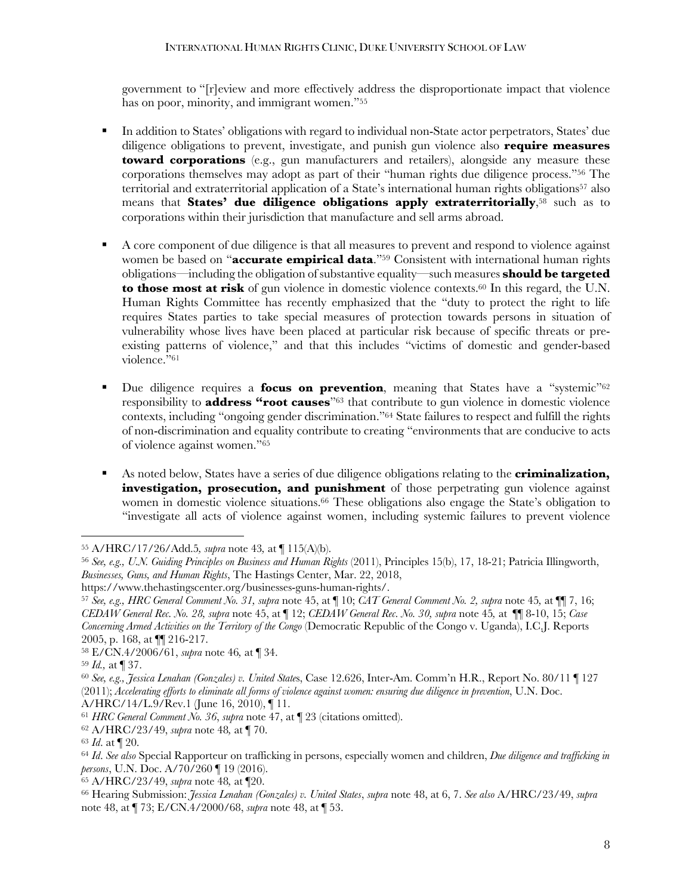government to "[r]eview and more effectively address the disproportionate impact that violence has on poor, minority, and immigrant women."[55]

- In addition to States' obligations with regard to individual non-State actor perpetrators, States' due diligence obligations to prevent, investigate, and punish gun violence also **require measures toward corporations** (e.g., gun manufacturers and retailers), alongside any measure these corporations themselves may adopt as part of their "human rights due diligence process."[56] The territorial and extraterritorial application of a State's international human rights obligations[57] also means that **States' due diligence obligations apply extraterritorially**,[58] such as to corporations within their jurisdiction that manufacture and sell arms abroad.

- A core component of due diligence is that all measures to prevent and respond to violence against women be based on "**accurate empirical data**."[59] Consistent with international human rights obligations—including the obligation of substantive equality—such measures **should be targeted to those most at risk** of gun violence in domestic violence contexts.[60] In this regard, the U.N. Human Rights Committee has recently emphasized that the "duty to protect the right to life requires States parties to take special measures of protection towards persons in situation of vulnerability whose lives have been placed at particular risk because of specific threats or pre-existing patterns of violence," and that this includes "victims of domestic and gender-based violence."[61]

- Due diligence requires a **focus on prevention**, meaning that States have a "systemic"[62] responsibility to **address "root causes**"[63] that contribute to gun violence in domestic violence contexts, including "ongoing gender discrimination."[64] State failures to respect and fulfill the rights of non-discrimination and equality contribute to creating "environments that are conducive to acts of violence against women."[65]

- As noted below, States have a series of due diligence obligations relating to the **criminalization, investigation, prosecution, and punishment** of those perpetrating gun violence against women in domestic violence situations.[66] These obligations also engage the State's obligation to "investigate all acts of violence against women, including systemic failures to prevent violence

---

[55] A/HRC/17/26/Add.5, *supra* note 43, at ¶ 115(A)(b).

[56] *See, e.g., U.N. Guiding Principles on Business and Human Rights* (2011), Principles 15(b), 17, 18-21; Patricia Illingworth, *Businesses, Guns, and Human Rights*, The Hastings Center, Mar. 22, 2018, https://www.thehastingscenter.org/businesses-guns-human-rights/.

[57] *See, e.g., HRC General Comment No. 31, supra* note 45, at ¶ 10; *CAT General Comment No. 2, supra* note 45, at ¶¶ 7, 16; *CEDAW General Rec. No. 28, supra* note 45, at ¶ 12; *CEDAW General Rec. No. 30, supra* note 45, at ¶¶ 8-10, 15; *Case Concerning Armed Activities on the Territory of the Congo* (Democratic Republic of the Congo v. Uganda), I.C.J. Reports 2005, p. 168, at ¶¶ 216-217.

[58] E/CN.4/2006/61, *supra* note 46, at ¶ 34.

[59] *Id.,* at ¶ 37.

[60] *See, e.g., Jessica Lenahan (Gonzales) v. United States*, Case 12.626, Inter-Am. Comm'n H.R., Report No. 80/11 ¶ 127 (2011); *Accelerating efforts to eliminate all forms of violence against women: ensuring due diligence in prevention*, U.N. Doc. A/HRC/14/L.9/Rev.1 (June 16, 2010), ¶ 11.

[61] *HRC General Comment No. 36*, *supra* note 47, at ¶ 23 (citations omitted).

[62] A/HRC/23/49, *supra* note 48, at ¶ 70.

[63] *Id*. at ¶ 20.

[64] *Id. See also* Special Rapporteur on trafficking in persons, especially women and children, *Due diligence and trafficking in persons*, U.N. Doc. A/70/260 ¶ 19 (2016).

[65] A/HRC/23/49, *supra* note 48, at ¶20.

[66] Hearing Submission: *Jessica Lenahan (Gonzales) v. United States*, *supra* note 48, at 6, 7. *See also* A/HRC/23/49, *supra* note 48, at ¶ 73; E/CN.4/2000/68, *supra* note 48, at ¶ 53.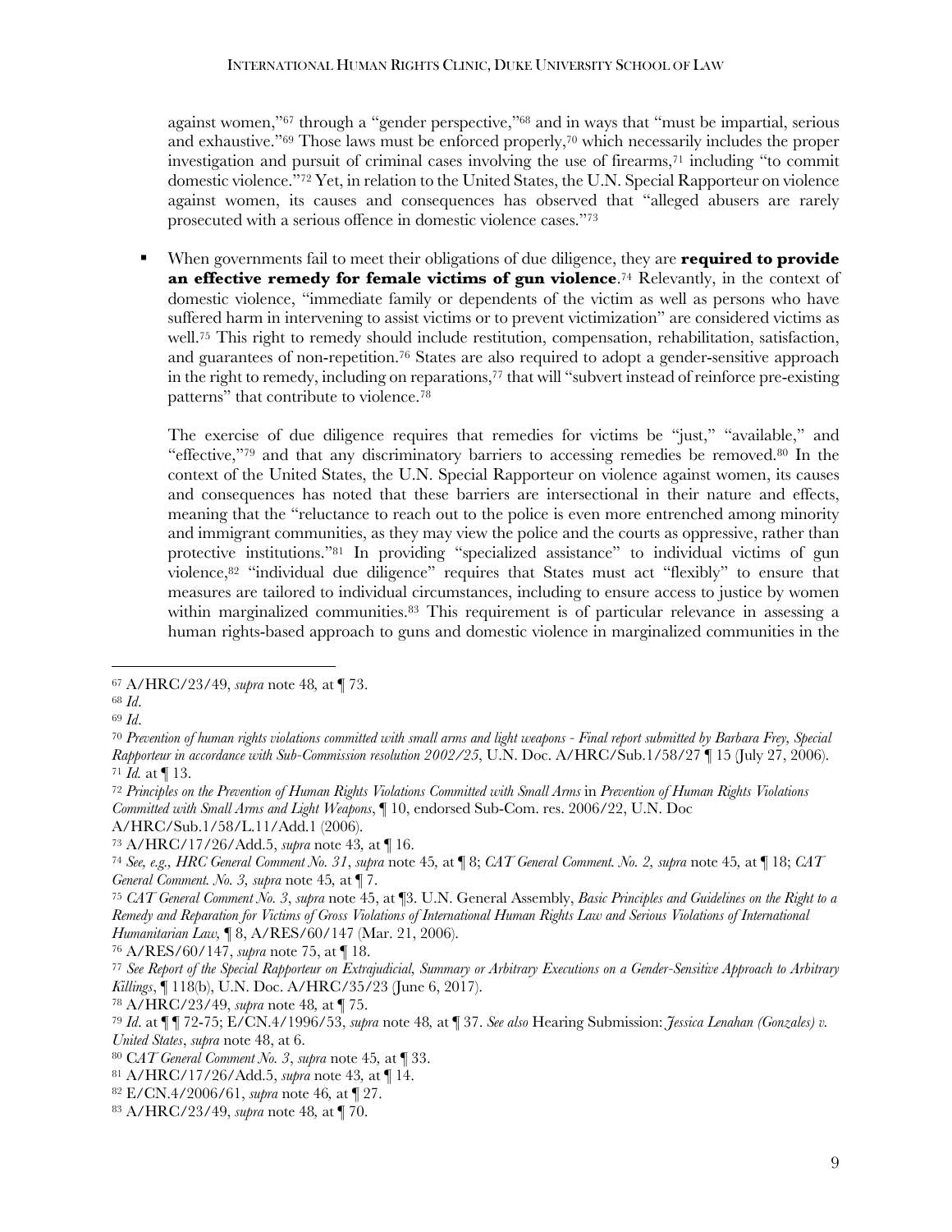against women,"[67] through a "gender perspective,"[68] and in ways that "must be impartial, serious and exhaustive."[69] Those laws must be enforced properly,[70] which necessarily includes the proper investigation and pursuit of criminal cases involving the use of firearms,[71] including "to commit domestic violence."[72] Yet, in relation to the United States, the U.N. Special Rapporteur on violence against women, its causes and consequences has observed that "alleged abusers are rarely prosecuted with a serious offence in domestic violence cases."[73]

- When governments fail to meet their obligations of due diligence, they are **required to provide an effective remedy for female victims of gun violence**.[74] Relevantly, in the context of domestic violence, "immediate family or dependents of the victim as well as persons who have suffered harm in intervening to assist victims or to prevent victimization" are considered victims as well.[75] This right to remedy should include restitution, compensation, rehabilitation, satisfaction, and guarantees of non-repetition.[76] States are also required to adopt a gender-sensitive approach in the right to remedy, including on reparations,[77] that will "subvert instead of reinforce pre-existing patterns" that contribute to violence.[78]

  The exercise of due diligence requires that remedies for victims be "just," "available," and "effective,"[79] and that any discriminatory barriers to accessing remedies be removed.[80] In the context of the United States, the U.N. Special Rapporteur on violence against women, its causes and consequences has noted that these barriers are intersectional in their nature and effects, meaning that the "reluctance to reach out to the police is even more entrenched among minority and immigrant communities, as they may view the police and the courts as oppressive, rather than protective institutions."[81] In providing "specialized assistance" to individual victims of gun violence,[82] "individual due diligence" requires that States must act "flexibly" to ensure that measures are tailored to individual circumstances, including to ensure access to justice by women within marginalized communities.[83] This requirement is of particular relevance in assessing a human rights-based approach to guns and domestic violence in marginalized communities in the

---

[67] A/HRC/23/49, *supra* note 48, at ¶ 73.

[68] *Id*.

[69] *Id*.

[70] *Prevention of human rights violations committed with small arms and light weapons - Final report submitted by Barbara Frey, Special Rapporteur in accordance with Sub-Commission resolution 2002/25*, U.N. Doc. A/HRC/Sub.1/58/27 ¶ 15 (July 27, 2006).

[71] *Id.* at ¶ 13.

[72] *Principles on the Prevention of Human Rights Violations Committed with Small Arms* in *Prevention of Human Rights Violations Committed with Small Arms and Light Weapons*, ¶ 10, endorsed Sub-Com. res. 2006/22, U.N. Doc A/HRC/Sub.1/58/L.11/Add.1 (2006).

[73] A/HRC/17/26/Add.5, *supra* note 43, at ¶ 16.

[74] *See, e.g., HRC General Comment No. 31*, *supra* note 45, at ¶ 8; *CAT General Comment. No. 2, supra* note 45, at ¶ 18; *CAT General Comment. No. 3, supra* note 45, at ¶ 7.

[75] *CAT General Comment No. 3*, *supra* note 45, at ¶3. U.N. General Assembly, *Basic Principles and Guidelines on the Right to a Remedy and Reparation for Victims of Gross Violations of International Human Rights Law and Serious Violations of International Humanitarian Law,* ¶ 8, A/RES/60/147 (Mar. 21, 2006).

[76] A/RES/60/147, *supra* note 75, at ¶ 18.

[77] *See Report of the Special Rapporteur on Extrajudicial, Summary or Arbitrary Executions on a Gender-Sensitive Approach to Arbitrary Killings*, ¶ 118(b), U.N. Doc. A/HRC/35/23 (June 6, 2017).

[78] A/HRC/23/49, *supra* note 48, at ¶ 75.

[79] *Id*. at ¶ ¶ 72-75; E/CN.4/1996/53, *supra* note 48, at ¶ 37. *See also* Hearing Submission: *Jessica Lenahan (Gonzales) v. United States*, *supra* note 48, at 6.

[80] C*AT General Comment No. 3*, *supra* note 45, at ¶ 33.

[81] A/HRC/17/26/Add.5, *supra* note 43, at ¶ 14.

[82] E/CN.4/2006/61, *supra* note 46, at ¶ 27.

[83] A/HRC/23/49, *supra* note 48, at ¶ 70.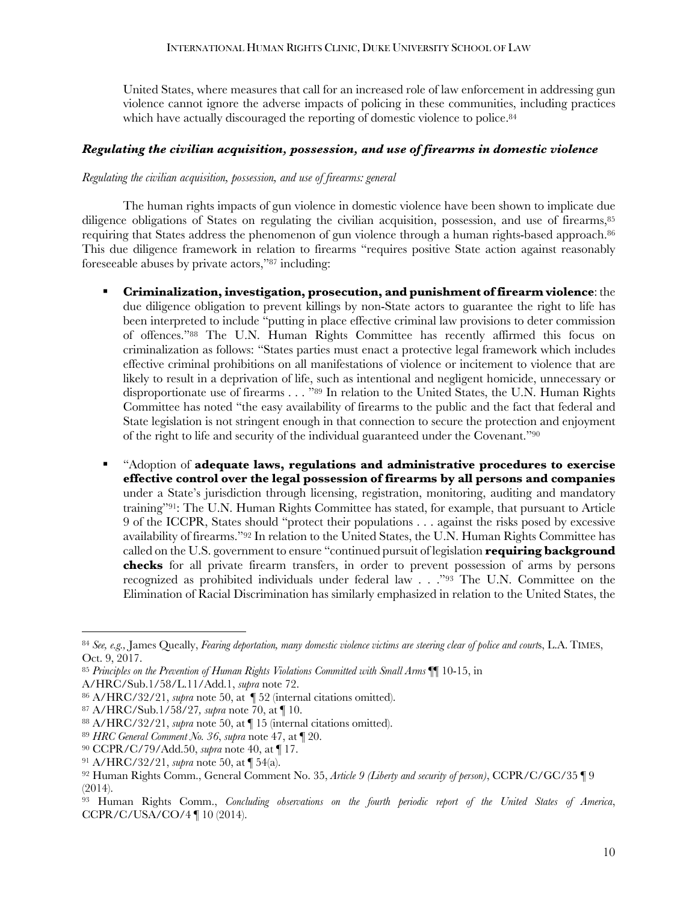United States, where measures that call for an increased role of law enforcement in addressing gun violence cannot ignore the adverse impacts of policing in these communities, including practices which have actually discouraged the reporting of domestic violence to police.[84]

### *Regulating the civilian acquisition, possession, and use of firearms in domestic violence*

*Regulating the civilian acquisition, possession, and use of firearms: general*

The human rights impacts of gun violence in domestic violence have been shown to implicate due diligence obligations of States on regulating the civilian acquisition, possession, and use of firearms,[85] requiring that States address the phenomenon of gun violence through a human rights-based approach.[86] This due diligence framework in relation to firearms "requires positive State action against reasonably foreseeable abuses by private actors,"[87] including:

- **Criminalization, investigation, prosecution, and punishment of firearm violence**: the due diligence obligation to prevent killings by non-State actors to guarantee the right to life has been interpreted to include "putting in place effective criminal law provisions to deter commission of offences."[88] The U.N. Human Rights Committee has recently affirmed this focus on criminalization as follows: "States parties must enact a protective legal framework which includes effective criminal prohibitions on all manifestations of violence or incitement to violence that are likely to result in a deprivation of life, such as intentional and negligent homicide, unnecessary or disproportionate use of firearms . . . "[89] In relation to the United States, the U.N. Human Rights Committee has noted "the easy availability of firearms to the public and the fact that federal and State legislation is not stringent enough in that connection to secure the protection and enjoyment of the right to life and security of the individual guaranteed under the Covenant."[90]

- "Adoption of **adequate laws, regulations and administrative procedures to exercise effective control over the legal possession of firearms by all persons and companies** under a State's jurisdiction through licensing, registration, monitoring, auditing and mandatory training"[91]: The U.N. Human Rights Committee has stated, for example, that pursuant to Article 9 of the ICCPR, States should "protect their populations . . . against the risks posed by excessive availability of firearms."[92] In relation to the United States, the U.N. Human Rights Committee has called on the U.S. government to ensure "continued pursuit of legislation **requiring background checks** for all private firearm transfers, in order to prevent possession of arms by persons recognized as prohibited individuals under federal law . . ."[93] The U.N. Committee on the Elimination of Racial Discrimination has similarly emphasized in relation to the United States, the

---

[84] *See, e.g.*, James Queally, *Fearing deportation, many domestic violence victims are steering clear of police and courts*, L.A. TIMES, Oct. 9, 2017.

[85] *Principles on the Prevention of Human Rights Violations Committed with Small Arms* ¶¶ 10-15, in A/HRC/Sub.1/58/L.11/Add.1, *supra* note 72.

[86] A/HRC/32/21, *supra* note 50, at ¶ 52 (internal citations omitted).

[87] A/HRC/Sub.1/58/27, *supra* note 70, at ¶ 10.

[88] A/HRC/32/21, *supra* note 50, at ¶ 15 (internal citations omitted).

[89] *HRC General Comment No. 36*, *supra* note 47, at ¶ 20.

[90] CCPR/C/79/Add.50, *supra* note 40, at ¶ 17.

[91] A/HRC/32/21, *supra* note 50, at ¶ 54(a).

[92] Human Rights Comm., General Comment No. 35, *Article 9 (Liberty and security of person)*, CCPR/C/GC/35 ¶ 9 (2014).

[93] Human Rights Comm., *Concluding observations on the fourth periodic report of the United States of America*, CCPR/C/USA/CO/4 ¶ 10 (2014).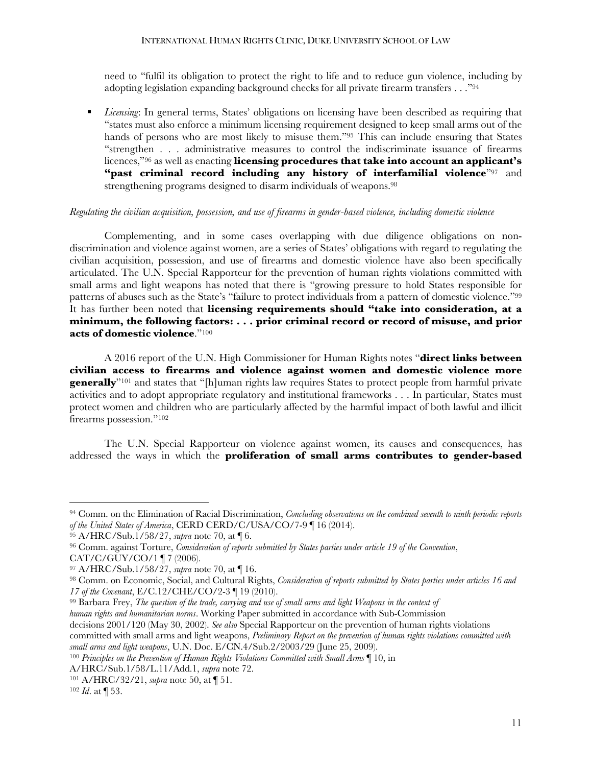need to "fulfil its obligation to protect the right to life and to reduce gun violence, including by adopting legislation expanding background checks for all private firearm transfers . . ."[94]

- *Licensing*: In general terms, States' obligations on licensing have been described as requiring that "states must also enforce a minimum licensing requirement designed to keep small arms out of the hands of persons who are most likely to misuse them."[95] This can include ensuring that States "strengthen . . . administrative measures to control the indiscriminate issuance of firearms licences,"[96] as well as enacting **licensing procedures that take into account an applicant's "past criminal record including any history of interfamilial violence**"[97] and strengthening programs designed to disarm individuals of weapons.[98]

*Regulating the civilian acquisition, possession, and use of firearms in gender-based violence, including domestic violence*

Complementing, and in some cases overlapping with due diligence obligations on non-discrimination and violence against women, are a series of States' obligations with regard to regulating the civilian acquisition, possession, and use of firearms and domestic violence have also been specifically articulated. The U.N. Special Rapporteur for the prevention of human rights violations committed with small arms and light weapons has noted that there is "growing pressure to hold States responsible for patterns of abuses such as the State's "failure to protect individuals from a pattern of domestic violence."[99] It has further been noted that **licensing requirements should "take into consideration, at a minimum, the following factors: . . . prior criminal record or record of misuse, and prior acts of domestic violence**."[100]

A 2016 report of the U.N. High Commissioner for Human Rights notes "**direct links between civilian access to firearms and violence against women and domestic violence more generally**"[101] and states that "[h]uman rights law requires States to protect people from harmful private activities and to adopt appropriate regulatory and institutional frameworks . . . In particular, States must protect women and children who are particularly affected by the harmful impact of both lawful and illicit firearms possession."[102]

The U.N. Special Rapporteur on violence against women, its causes and consequences, has addressed the ways in which the **proliferation of small arms contributes to gender-based**

---

[94] Comm. on the Elimination of Racial Discrimination, *Concluding observations on the combined seventh to ninth periodic reports of the United States of America*, CERD CERD/C/USA/CO/7-9 ¶ 16 (2014).

[95] A/HRC/Sub.1/58/27, *supra* note 70, at ¶ 6.

[96] Comm. against Torture, *Consideration of reports submitted by States parties under article 19 of the Convention*, CAT/C/GUY/CO/1 ¶ 7 (2006).

[97] A/HRC/Sub.1/58/27, *supra* note 70, at ¶ 16.

[98] Comm. on Economic, Social, and Cultural Rights, *Consideration of reports submitted by States parties under articles 16 and 17 of the Covenant*, E/C.12/CHE/CO/2-3 ¶ 19 (2010).

[99] Barbara Frey, *The question of the trade, carrying and use of small arms and light Weapons in the context of human rights and humanitarian norms*. Working Paper submitted in accordance with Sub-Commission decisions 2001/120 (May 30, 2002). *See also* Special Rapporteur on the prevention of human rights violations committed with small arms and light weapons, *Preliminary Report on the prevention of human rights violations committed with small arms and light weapons*, U.N. Doc. E/CN.4/Sub.2/2003/29 (June 25, 2009).

[100] *Principles on the Prevention of Human Rights Violations Committed with Small Arms* ¶ 10, in A/HRC/Sub.1/58/L.11/Add.1, *supra* note 72.

[101] A/HRC/32/21, *supra* note 50, at ¶ 51.

[102] *Id*. at ¶ 53.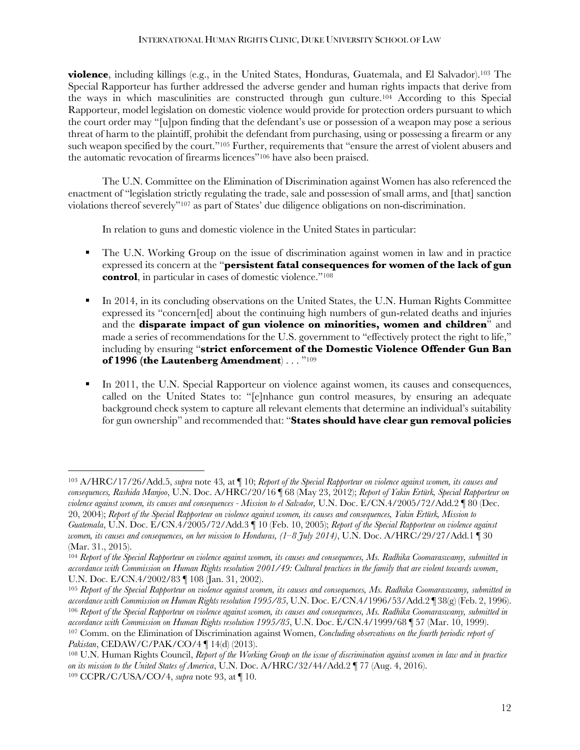**violence**, including killings (e.g., in the United States, Honduras, Guatemala, and El Salvador).[103] The Special Rapporteur has further addressed the adverse gender and human rights impacts that derive from the ways in which masculinities are constructed through gun culture.[104] According to this Special Rapporteur, model legislation on domestic violence would provide for protection orders pursuant to which the court order may "[u]pon finding that the defendant's use or possession of a weapon may pose a serious threat of harm to the plaintiff, prohibit the defendant from purchasing, using or possessing a firearm or any such weapon specified by the court."[105] Further, requirements that "ensure the arrest of violent abusers and the automatic revocation of firearms licences"[106] have also been praised.

The U.N. Committee on the Elimination of Discrimination against Women has also referenced the enactment of "legislation strictly regulating the trade, sale and possession of small arms, and [that] sanction violations thereof severely"[107] as part of States' due diligence obligations on non-discrimination.

In relation to guns and domestic violence in the United States in particular:

- The U.N. Working Group on the issue of discrimination against women in law and in practice expressed its concern at the "**persistent fatal consequences for women of the lack of gun control**, in particular in cases of domestic violence."[108]

- In 2014, in its concluding observations on the United States, the U.N. Human Rights Committee expressed its "concern[ed] about the continuing high numbers of gun-related deaths and injuries and the **disparate impact of gun violence on minorities, women and children**" and made a series of recommendations for the U.S. government to "effectively protect the right to life," including by ensuring "**strict enforcement of the Domestic Violence Offender Gun Ban of 1996 (the Lautenberg Amendment**) . . . "[109]

- In 2011, the U.N. Special Rapporteur on violence against women, its causes and consequences, called on the United States to: "[e]nhance gun control measures, by ensuring an adequate background check system to capture all relevant elements that determine an individual's suitability for gun ownership" and recommended that: "**States should have clear gun removal policies**

---

[103] A/HRC/17/26/Add.5, *supra* note 43, at ¶ 10; *Report of the Special Rapporteur on violence against women, its causes and consequences, Rashida Manjoo*, U.N. Doc. A/HRC/20/16 ¶ 68 (May 23, 2012); *Report of Yakin Ertürk, Special Rapporteur on violence against women, its causes and consequences - Mission to el Salvador,* U.N. Doc. E/CN.4/2005/72/Add.2 ¶ 80 (Dec. 20, 2004); *Report of the Special Rapporteur on violence against women, its causes and consequences, Yakin Ertürk, Mission to Guatemala*, U.N. Doc. E/CN.4/2005/72/Add.3 ¶ 10 (Feb. 10, 2005); *Report of the Special Rapporteur on violence against women, its causes and consequences, on her mission to Honduras, (1–8 July 2014)*, U.N. Doc. A/HRC/29/27/Add.1 ¶ 30 (Mar. 31., 2015).

[104] *Report of the Special Rapporteur on violence against women, its causes and consequences, Ms. Radhika Coomaraswamy, submitted in accordance with Commission on Human Rights resolution 2001/49: Cultural practices in the family that are violent towards women*, U.N. Doc. E/CN.4/2002/83 ¶ 108 (Jan. 31, 2002).

[105] *Report of the Special Rapporteur on violence against women, its causes and consequences, Ms. Radhika Coomaraswamy, submitted in accordance with Commission on Human Rights resolution 1995/85*, U.N. Doc. E/CN.4/1996/53/Add.2 ¶ 38(g) (Feb. 2, 1996).

[106] *Report of the Special Rapporteur on violence against women, its causes and consequences, Ms. Radhika Coomaraswamy, submitted in accordance with Commission on Human Rights resolution 1995/85*, U.N. Doc. E/CN.4/1999/68 ¶ 57 (Mar. 10, 1999).

[107] Comm. on the Elimination of Discrimination against Women, *Concluding observations on the fourth periodic report of Pakistan*, CEDAW/C/PAK/CO/4 ¶ 14(d) (2013).

[108] U.N. Human Rights Council, *Report of the Working Group on the issue of discrimination against women in law and in practice on its mission to the United States of America*, U.N. Doc. A/HRC/32/44/Add.2 ¶ 77 (Aug. 4, 2016).

[109] CCPR/C/USA/CO/4, *supra* note 93, at ¶ 10.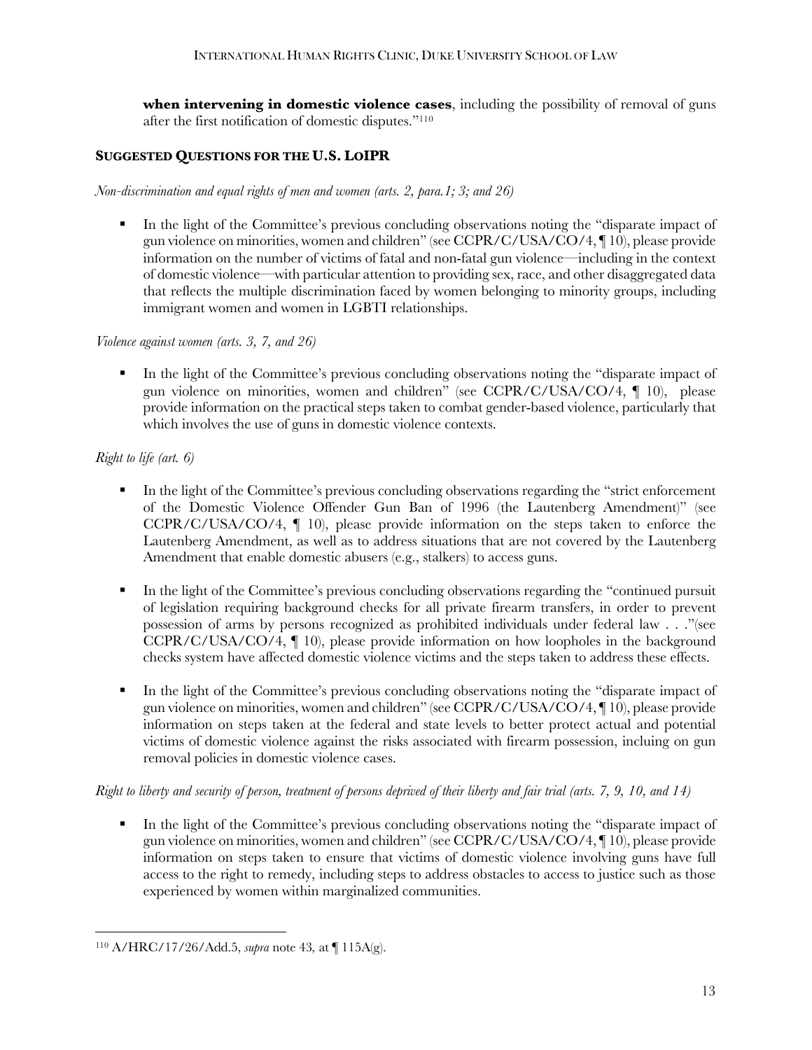**when intervening in domestic violence cases**, including the possibility of removal of guns after the first notification of domestic disputes."[110]

## SUGGESTED QUESTIONS FOR THE U.S. LOIPR

*Non-discrimination and equal rights of men and women (arts. 2, para.1; 3; and 26)*

- In the light of the Committee's previous concluding observations noting the "disparate impact of gun violence on minorities, women and children" (see CCPR/C/USA/CO/4, ¶ 10), please provide information on the number of victims of fatal and non-fatal gun violence—including in the context of domestic violence—with particular attention to providing sex, race, and other disaggregated data that reflects the multiple discrimination faced by women belonging to minority groups, including immigrant women and women in LGBTI relationships.

*Violence against women (arts. 3, 7, and 26)*

- In the light of the Committee's previous concluding observations noting the "disparate impact of gun violence on minorities, women and children" (see CCPR/C/USA/CO/4, ¶ 10), please provide information on the practical steps taken to combat gender-based violence, particularly that which involves the use of guns in domestic violence contexts.

*Right to life (art. 6)*

- In the light of the Committee's previous concluding observations regarding the "strict enforcement of the Domestic Violence Offender Gun Ban of 1996 (the Lautenberg Amendment)" (see CCPR/C/USA/CO/4, ¶ 10), please provide information on the steps taken to enforce the Lautenberg Amendment, as well as to address situations that are not covered by the Lautenberg Amendment that enable domestic abusers (e.g., stalkers) to access guns.
- In the light of the Committee's previous concluding observations regarding the "continued pursuit of legislation requiring background checks for all private firearm transfers, in order to prevent possession of arms by persons recognized as prohibited individuals under federal law . . ."(see CCPR/C/USA/CO/4, ¶ 10), please provide information on how loopholes in the background checks system have affected domestic violence victims and the steps taken to address these effects.
- In the light of the Committee's previous concluding observations noting the "disparate impact of gun violence on minorities, women and children" (see CCPR/C/USA/CO/4, ¶ 10), please provide information on steps taken at the federal and state levels to better protect actual and potential victims of domestic violence against the risks associated with firearm possession, incluing on gun removal policies in domestic violence cases.

*Right to liberty and security of person, treatment of persons deprived of their liberty and fair trial (arts. 7, 9, 10, and 14)*

- In the light of the Committee's previous concluding observations noting the "disparate impact of gun violence on minorities, women and children" (see CCPR/C/USA/CO/4, ¶ 10), please provide information on steps taken to ensure that victims of domestic violence involving guns have full access to the right to remedy, including steps to address obstacles to access to justice such as those experienced by women within marginalized communities.

---

[110] A/HRC/17/26/Add.5, *supra* note 43, at ¶ 115A(g).